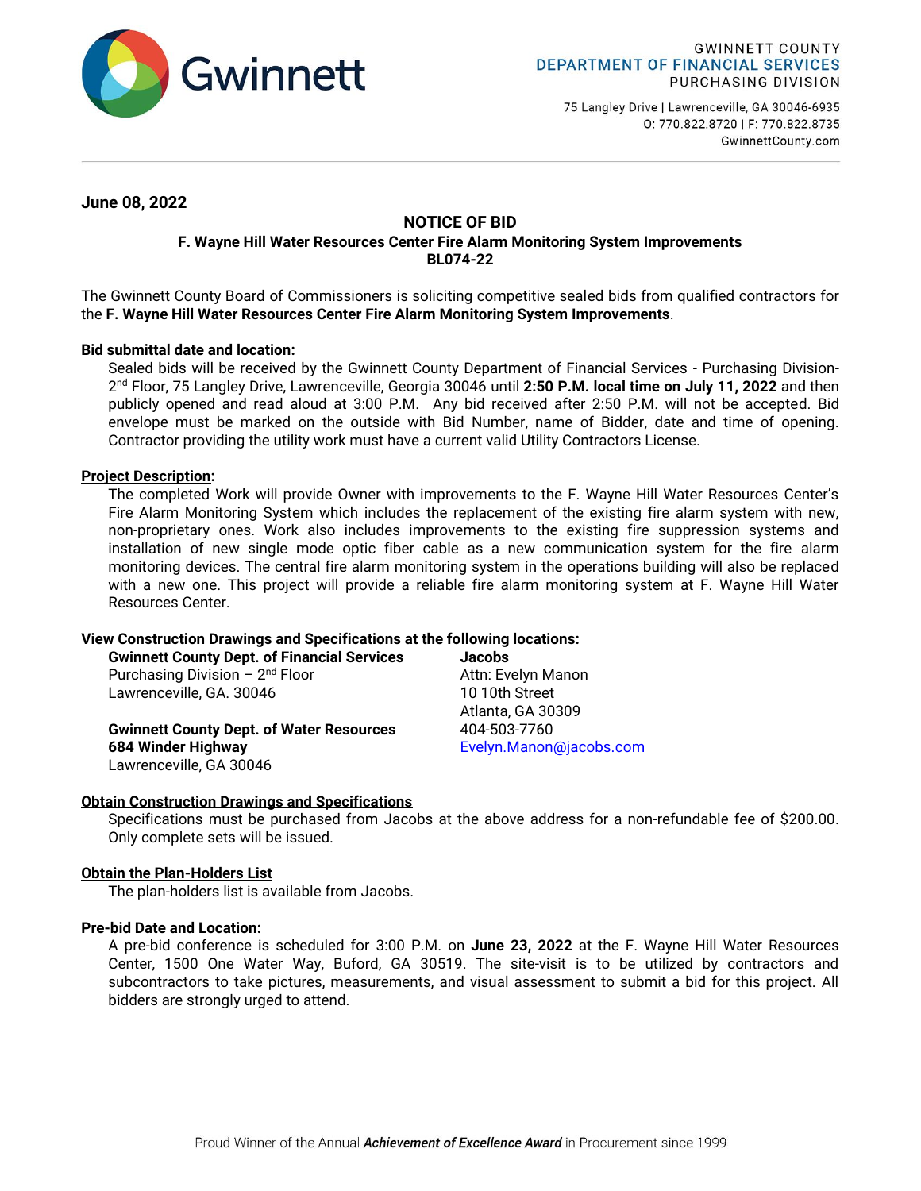Gwinnett

GWINNETT COUNTY
DEPARTMENT OF FINANCIAL SERVICES
PURCHASING DIVISION

75 Langley Drive | Lawrenceville, GA 30046-6935
O: 770.822.8720 | F: 770.822.8735
GwinnettCounty.com

**June 08, 2022**

# NOTICE OF BID

**F. Wayne Hill Water Resources Center Fire Alarm Monitoring System Improvements**
**BL074-22**

The Gwinnett County Board of Commissioners is soliciting competitive sealed bids from qualified contractors for the **F. Wayne Hill Water Resources Center Fire Alarm Monitoring System Improvements**.

**Bid submittal date and location:**

Sealed bids will be received by the Gwinnett County Department of Financial Services - Purchasing Division-2nd Floor, 75 Langley Drive, Lawrenceville, Georgia 30046 until **2:50 P.M. local time on July 11, 2022** and then publicly opened and read aloud at 3:00 P.M. Any bid received after 2:50 P.M. will not be accepted. Bid envelope must be marked on the outside with Bid Number, name of Bidder, date and time of opening. Contractor providing the utility work must have a current valid Utility Contractors License.

**Project Description:**

The completed Work will provide Owner with improvements to the F. Wayne Hill Water Resources Center's Fire Alarm Monitoring System which includes the replacement of the existing fire alarm system with new, non-proprietary ones. Work also includes improvements to the existing fire suppression systems and installation of new single mode optic fiber cable as a new communication system for the fire alarm monitoring devices. The central fire alarm monitoring system in the operations building will also be replaced with a new one. This project will provide a reliable fire alarm monitoring system at F. Wayne Hill Water Resources Center.

**View Construction Drawings and Specifications at the following locations:**

**Gwinnett County Dept. of Financial Services**
Purchasing Division – 2nd Floor
Lawrenceville, GA. 30046

**Gwinnett County Dept. of Water Resources**
**684 Winder Highway**
Lawrenceville, GA 30046

**Jacobs**
Attn: Evelyn Manon
10 10th Street
Atlanta, GA 30309
404-503-7760
Evelyn.Manon@jacobs.com

**Obtain Construction Drawings and Specifications**

Specifications must be purchased from Jacobs at the above address for a non-refundable fee of $200.00. Only complete sets will be issued.

**Obtain the Plan-Holders List**

The plan-holders list is available from Jacobs.

**Pre-bid Date and Location:**

A pre-bid conference is scheduled for 3:00 P.M. on **June 23, 2022** at the F. Wayne Hill Water Resources Center, 1500 One Water Way, Buford, GA 30519. The site-visit is to be utilized by contractors and subcontractors to take pictures, measurements, and visual assessment to submit a bid for this project. All bidders are strongly urged to attend.

Proud Winner of the Annual ***Achievement of Excellence Award*** in Procurement since 1999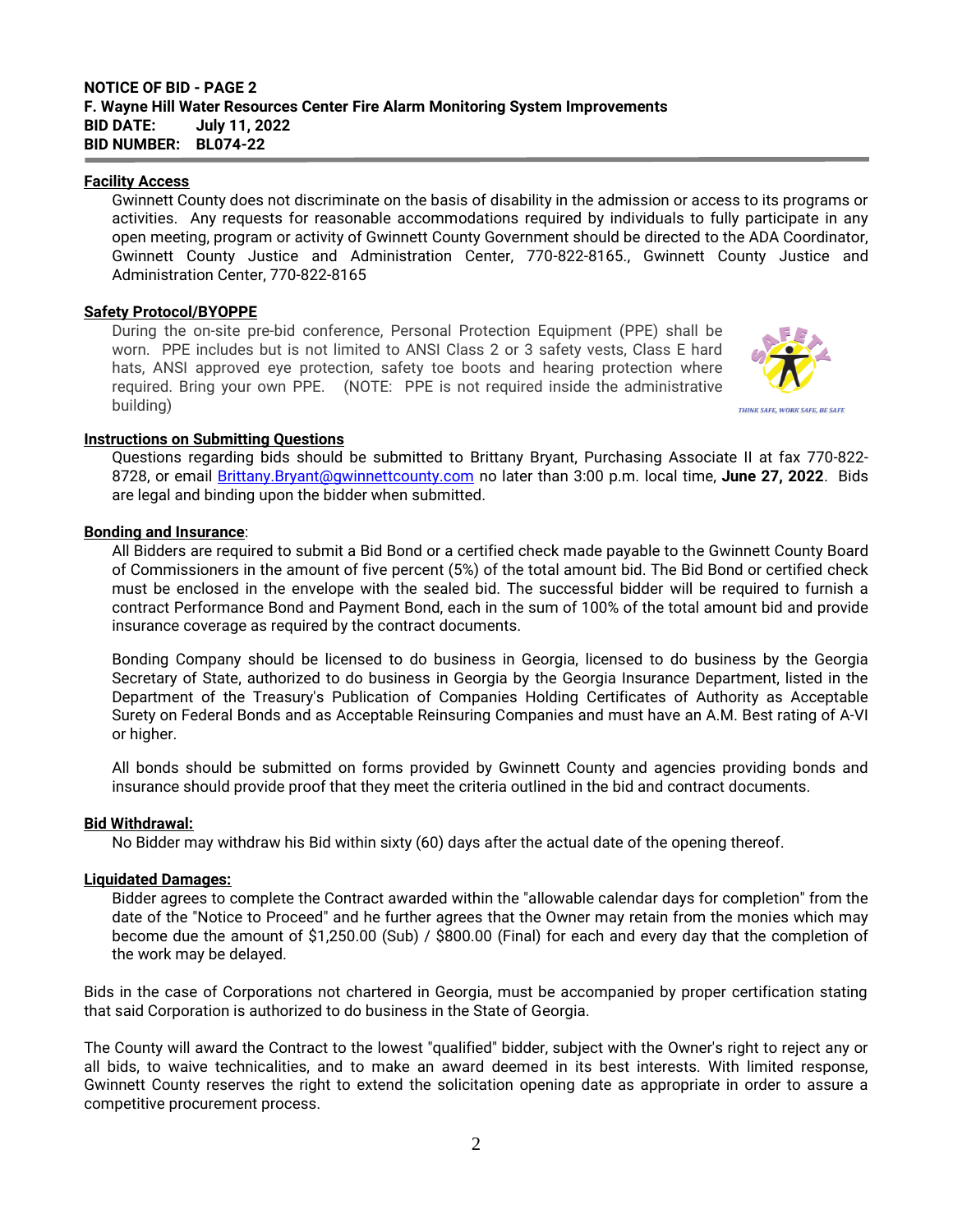**NOTICE OF BID - PAGE 2**
**F. Wayne Hill Water Resources Center Fire Alarm Monitoring System Improvements**
**BID DATE: July 11, 2022**
**BID NUMBER: BL074-22**

**Facility Access**

Gwinnett County does not discriminate on the basis of disability in the admission or access to its programs or activities. Any requests for reasonable accommodations required by individuals to fully participate in any open meeting, program or activity of Gwinnett County Government should be directed to the ADA Coordinator, Gwinnett County Justice and Administration Center, 770-822-8165., Gwinnett County Justice and Administration Center, 770-822-8165

**Safety Protocol/BYOPPE**

During the on-site pre-bid conference, Personal Protection Equipment (PPE) shall be worn. PPE includes but is not limited to ANSI Class 2 or 3 safety vests, Class E hard hats, ANSI approved eye protection, safety toe boots and hearing protection where required. Bring your own PPE. (NOTE: PPE is not required inside the administrative building)

THINK SAFE, WORK SAFE, BE SAFE

**Instructions on Submitting Questions**

Questions regarding bids should be submitted to Brittany Bryant, Purchasing Associate II at fax 770-822-8728, or email Brittany.Bryant@gwinnettcounty.com no later than 3:00 p.m. local time, **June 27, 2022**. Bids are legal and binding upon the bidder when submitted.

**Bonding and Insurance**:

All Bidders are required to submit a Bid Bond or a certified check made payable to the Gwinnett County Board of Commissioners in the amount of five percent (5%) of the total amount bid. The Bid Bond or certified check must be enclosed in the envelope with the sealed bid. The successful bidder will be required to furnish a contract Performance Bond and Payment Bond, each in the sum of 100% of the total amount bid and provide insurance coverage as required by the contract documents.

Bonding Company should be licensed to do business in Georgia, licensed to do business by the Georgia Secretary of State, authorized to do business in Georgia by the Georgia Insurance Department, listed in the Department of the Treasury's Publication of Companies Holding Certificates of Authority as Acceptable Surety on Federal Bonds and as Acceptable Reinsuring Companies and must have an A.M. Best rating of A-VI or higher.

All bonds should be submitted on forms provided by Gwinnett County and agencies providing bonds and insurance should provide proof that they meet the criteria outlined in the bid and contract documents.

**Bid Withdrawal:**

No Bidder may withdraw his Bid within sixty (60) days after the actual date of the opening thereof.

**Liquidated Damages:**

Bidder agrees to complete the Contract awarded within the "allowable calendar days for completion" from the date of the "Notice to Proceed" and he further agrees that the Owner may retain from the monies which may become due the amount of $1,250.00 (Sub) / $800.00 (Final) for each and every day that the completion of the work may be delayed.

Bids in the case of Corporations not chartered in Georgia, must be accompanied by proper certification stating that said Corporation is authorized to do business in the State of Georgia.

The County will award the Contract to the lowest "qualified" bidder, subject with the Owner's right to reject any or all bids, to waive technicalities, and to make an award deemed in its best interests. With limited response, Gwinnett County reserves the right to extend the solicitation opening date as appropriate in order to assure a competitive procurement process.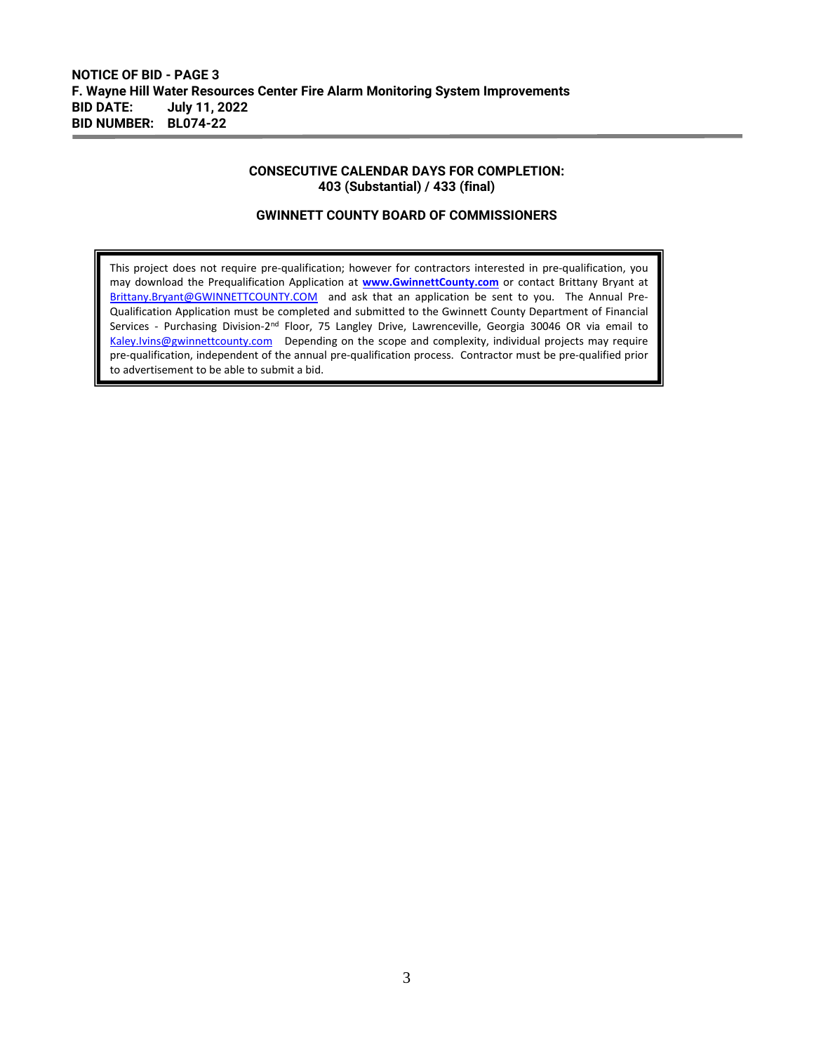**CONSECUTIVE CALENDAR DAYS FOR COMPLETION:**
**403 (Substantial) / 433 (final)**

**GWINNETT COUNTY BOARD OF COMMISSIONERS**

This project does not require pre-qualification; however for contractors interested in pre-qualification, you may download the Prequalification Application at **www.GwinnettCounty.com** or contact Brittany Bryant at Brittany.Bryant@GWINNETTCOUNTY.COM and ask that an application be sent to you. The Annual Pre-Qualification Application must be completed and submitted to the Gwinnett County Department of Financial Services - Purchasing Division-2nd Floor, 75 Langley Drive, Lawrenceville, Georgia 30046 OR via email to Kaley.Ivins@gwinnettcounty.com Depending on the scope and complexity, individual projects may require pre-qualification, independent of the annual pre-qualification process. Contractor must be pre-qualified prior to advertisement to be able to submit a bid.